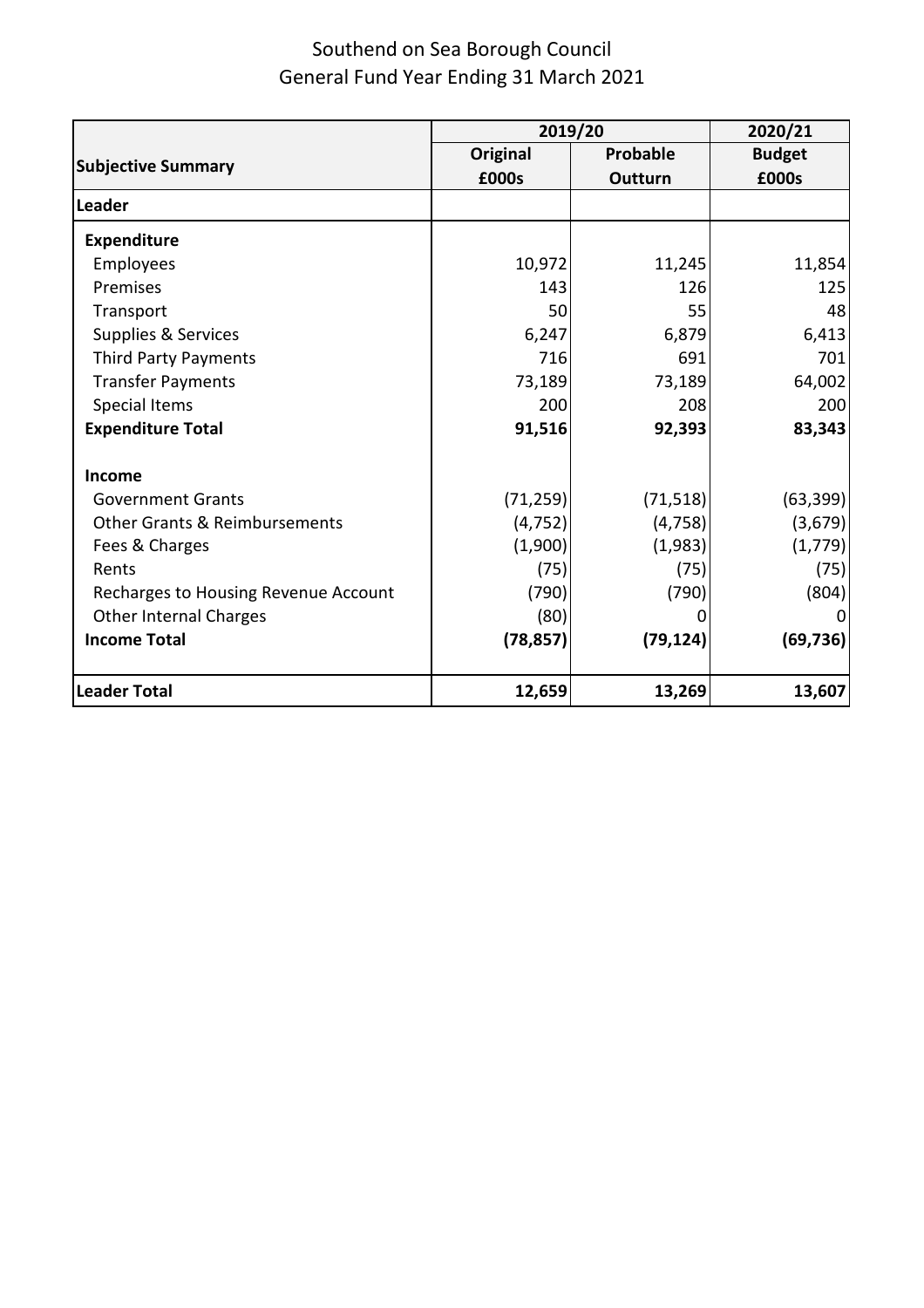# Southend on Sea Borough Council

## General Fund Year Ending 31 March 2021

| Subjective Summary | 2019/20 | | 2020/21 |
|---|---|---|---|
| | Original £000s | Probable Outturn | Budget £000s |
| **Leader** | | | |
| **Expenditure** | | | |
| Employees | 10,972 | 11,245 | 11,854 |
| Premises | 143 | 126 | 125 |
| Transport | 50 | 55 | 48 |
| Supplies & Services | 6,247 | 6,879 | 6,413 |
| Third Party Payments | 716 | 691 | 701 |
| Transfer Payments | 73,189 | 73,189 | 64,002 |
| Special Items | 200 | 208 | 200 |
| **Expenditure Total** | **91,516** | **92,393** | **83,343** |
| **Income** | | | |
| Government Grants | (71,259) | (71,518) | (63,399) |
| Other Grants & Reimbursements | (4,752) | (4,758) | (3,679) |
| Fees & Charges | (1,900) | (1,983) | (1,779) |
| Rents | (75) | (75) | (75) |
| Recharges to Housing Revenue Account | (790) | (790) | (804) |
| Other Internal Charges | (80) | 0 | 0 |
| **Income Total** | **(78,857)** | **(79,124)** | **(69,736)** |
| **Leader Total** | **12,659** | **13,269** | **13,607** |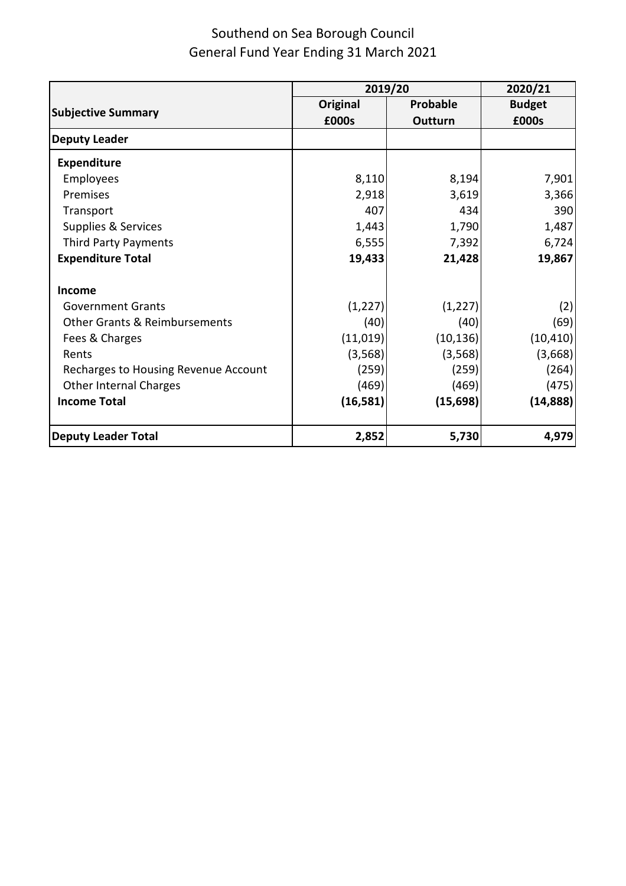# Southend on Sea Borough Council
## General Fund Year Ending 31 March 2021

| Subjective Summary | 2019/20 | | 2020/21 |
|---|---|---|---|
| | **Original £000s** | **Probable Outturn** | **Budget £000s** |
| **Deputy Leader** | | | |
| **Expenditure** | | | |
| Employees | 8,110 | 8,194 | 7,901 |
| Premises | 2,918 | 3,619 | 3,366 |
| Transport | 407 | 434 | 390 |
| Supplies & Services | 1,443 | 1,790 | 1,487 |
| Third Party Payments | 6,555 | 7,392 | 6,724 |
| **Expenditure Total** | **19,433** | **21,428** | **19,867** |
| **Income** | | | |
| Government Grants | (1,227) | (1,227) | (2) |
| Other Grants & Reimbursements | (40) | (40) | (69) |
| Fees & Charges | (11,019) | (10,136) | (10,410) |
| Rents | (3,568) | (3,568) | (3,668) |
| Recharges to Housing Revenue Account | (259) | (259) | (264) |
| Other Internal Charges | (469) | (469) | (475) |
| **Income Total** | **(16,581)** | **(15,698)** | **(14,888)** |
| **Deputy Leader Total** | **2,852** | **5,730** | **4,979** |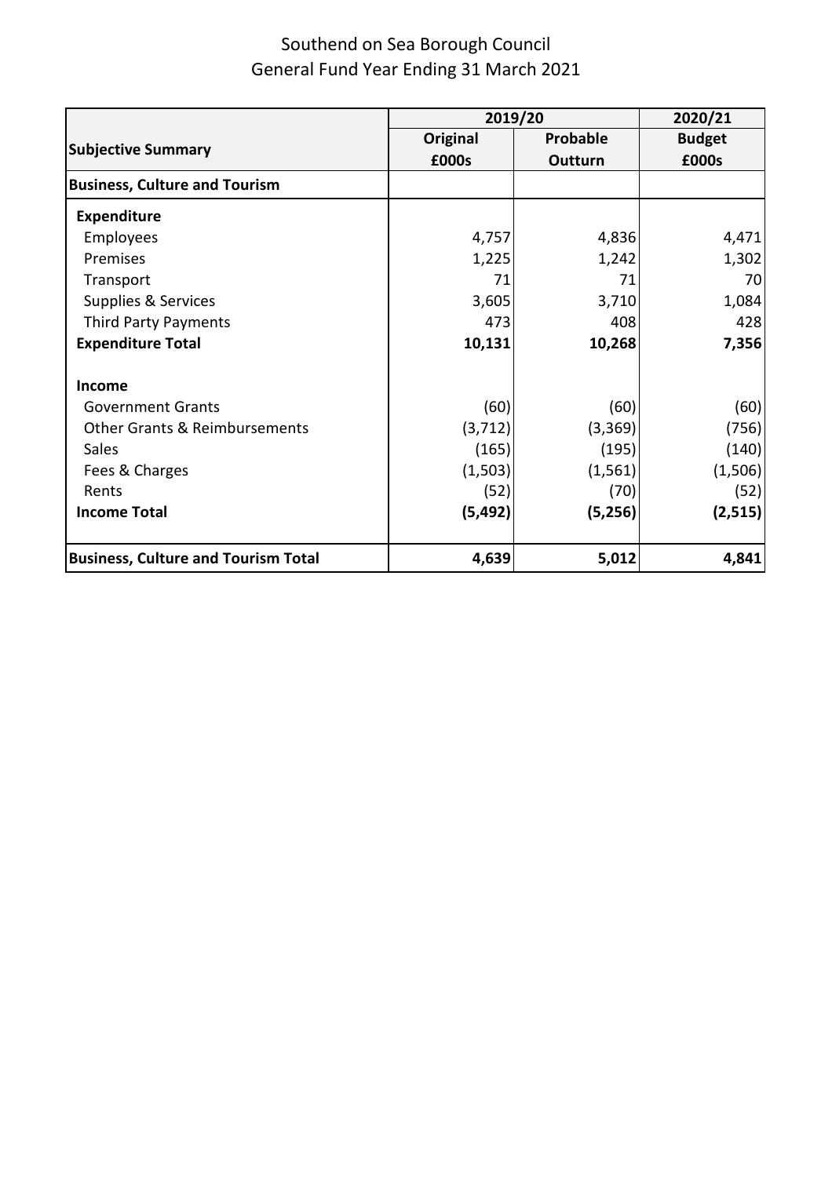# Southend on Sea Borough Council
## General Fund Year Ending 31 March 2021

| Subjective Summary | 2019/20 Original £000s | 2019/20 Probable Outturn | 2020/21 Budget £000s |
|---|---|---|---|
| **Business, Culture and Tourism** | | | |
| **Expenditure** | | | |
| Employees | 4,757 | 4,836 | 4,471 |
| Premises | 1,225 | 1,242 | 1,302 |
| Transport | 71 | 71 | 70 |
| Supplies & Services | 3,605 | 3,710 | 1,084 |
| Third Party Payments | 473 | 408 | 428 |
| **Expenditure Total** | **10,131** | **10,268** | **7,356** |
| **Income** | | | |
| Government Grants | (60) | (60) | (60) |
| Other Grants & Reimbursements | (3,712) | (3,369) | (756) |
| Sales | (165) | (195) | (140) |
| Fees & Charges | (1,503) | (1,561) | (1,506) |
| Rents | (52) | (70) | (52) |
| **Income Total** | **(5,492)** | **(5,256)** | **(2,515)** |
| **Business, Culture and Tourism Total** | **4,639** | **5,012** | **4,841** |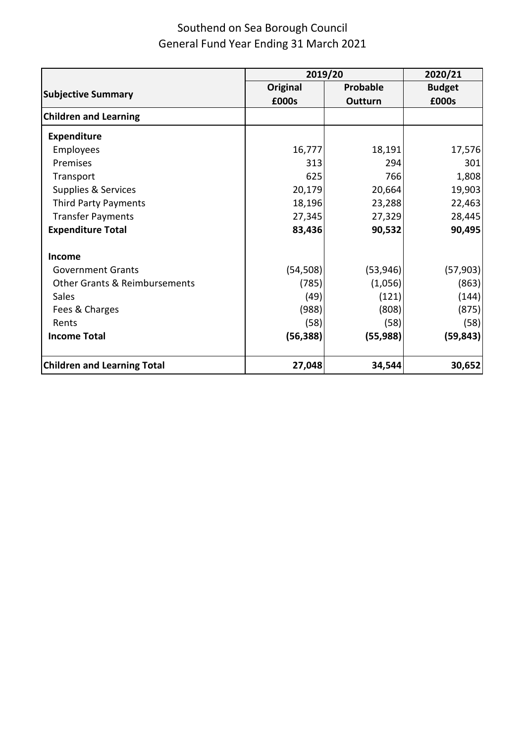# Southend on Sea Borough Council
## General Fund Year Ending 31 March 2021

| Subjective Summary | 2019/20 | | 2020/21 |
|---|---|---|---|
| | **Original £000s** | **Probable Outturn** | **Budget £000s** |
| **Children and Learning** | | | |
| **Expenditure** | | | |
| Employees | 16,777 | 18,191 | 17,576 |
| Premises | 313 | 294 | 301 |
| Transport | 625 | 766 | 1,808 |
| Supplies & Services | 20,179 | 20,664 | 19,903 |
| Third Party Payments | 18,196 | 23,288 | 22,463 |
| Transfer Payments | 27,345 | 27,329 | 28,445 |
| **Expenditure Total** | **83,436** | **90,532** | **90,495** |
| **Income** | | | |
| Government Grants | (54,508) | (53,946) | (57,903) |
| Other Grants & Reimbursements | (785) | (1,056) | (863) |
| Sales | (49) | (121) | (144) |
| Fees & Charges | (988) | (808) | (875) |
| Rents | (58) | (58) | (58) |
| **Income Total** | **(56,388)** | **(55,988)** | **(59,843)** |
| **Children and Learning Total** | **27,048** | **34,544** | **30,652** |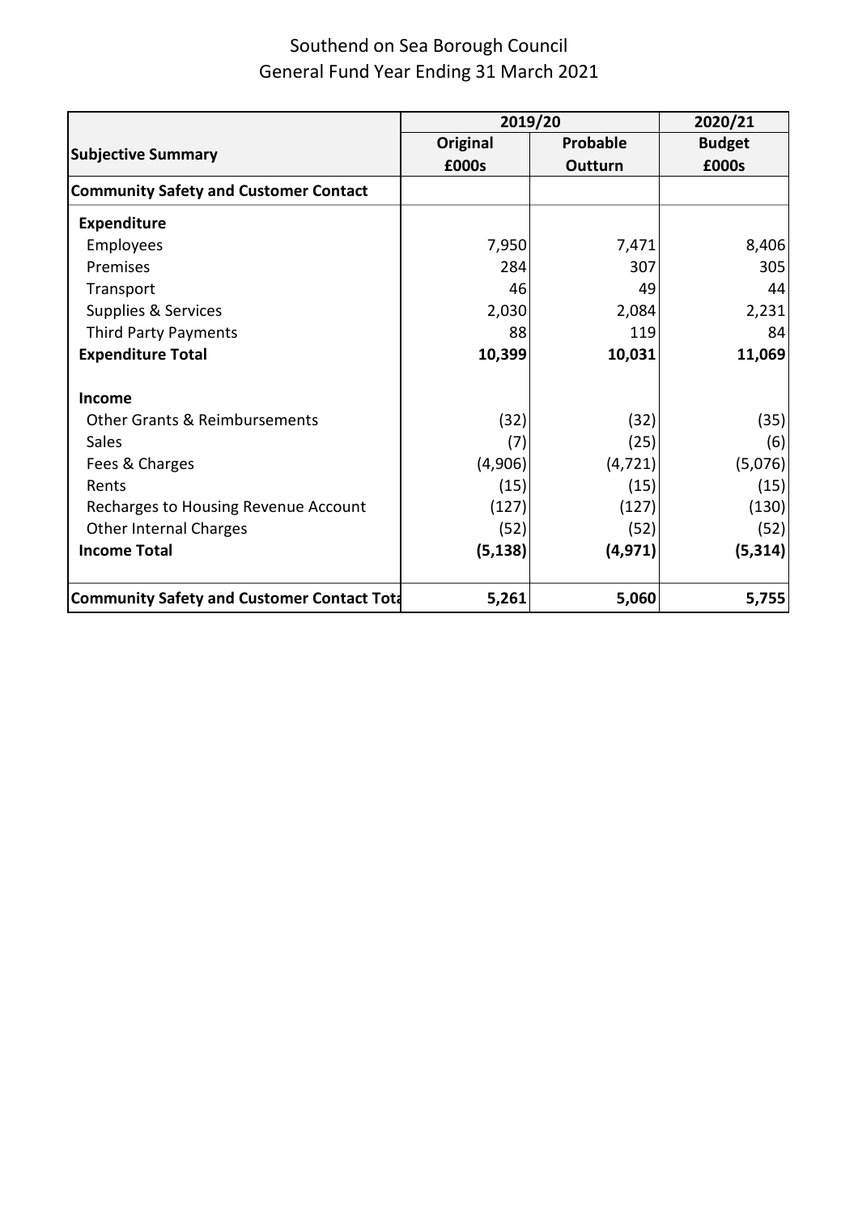# Southend on Sea Borough Council
## General Fund Year Ending 31 March 2021

| Subjective Summary | 2019/20 Original £000s | 2019/20 Probable Outturn | 2020/21 Budget £000s |
|---|---|---|---|
| **Community Safety and Customer Contact** | | | |
| **Expenditure** | | | |
| Employees | 7,950 | 7,471 | 8,406 |
| Premises | 284 | 307 | 305 |
| Transport | 46 | 49 | 44 |
| Supplies & Services | 2,030 | 2,084 | 2,231 |
| Third Party Payments | 88 | 119 | 84 |
| **Expenditure Total** | **10,399** | **10,031** | **11,069** |
| **Income** | | | |
| Other Grants & Reimbursements | (32) | (32) | (35) |
| Sales | (7) | (25) | (6) |
| Fees & Charges | (4,906) | (4,721) | (5,076) |
| Rents | (15) | (15) | (15) |
| Recharges to Housing Revenue Account | (127) | (127) | (130) |
| Other Internal Charges | (52) | (52) | (52) |
| **Income Total** | **(5,138)** | **(4,971)** | **(5,314)** |
| **Community Safety and Customer Contact Tota** | **5,261** | **5,060** | **5,755** |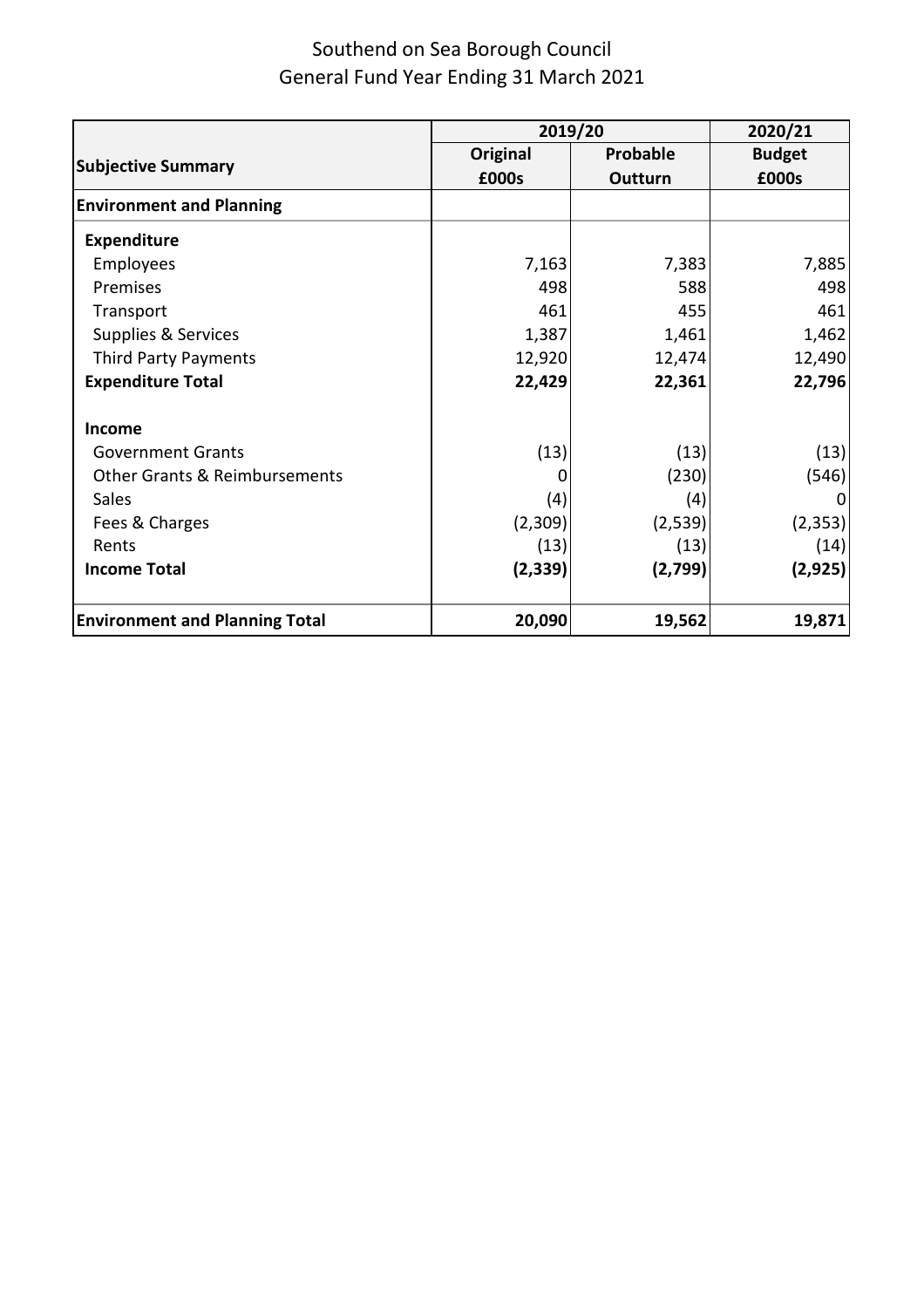# Southend on Sea Borough Council
## General Fund Year Ending 31 March 2021

| Subjective Summary | 2019/20 | | 2020/21 |
|---|---|---|---|
| | **Original £000s** | **Probable Outturn** | **Budget £000s** |
| **Environment and Planning** | | | |
| **Expenditure** | | | |
| Employees | 7,163 | 7,383 | 7,885 |
| Premises | 498 | 588 | 498 |
| Transport | 461 | 455 | 461 |
| Supplies & Services | 1,387 | 1,461 | 1,462 |
| Third Party Payments | 12,920 | 12,474 | 12,490 |
| **Expenditure Total** | **22,429** | **22,361** | **22,796** |
| **Income** | | | |
| Government Grants | (13) | (13) | (13) |
| Other Grants & Reimbursements | 0 | (230) | (546) |
| Sales | (4) | (4) | 0 |
| Fees & Charges | (2,309) | (2,539) | (2,353) |
| Rents | (13) | (13) | (14) |
| **Income Total** | **(2,339)** | **(2,799)** | **(2,925)** |
| **Environment and Planning Total** | **20,090** | **19,562** | **19,871** |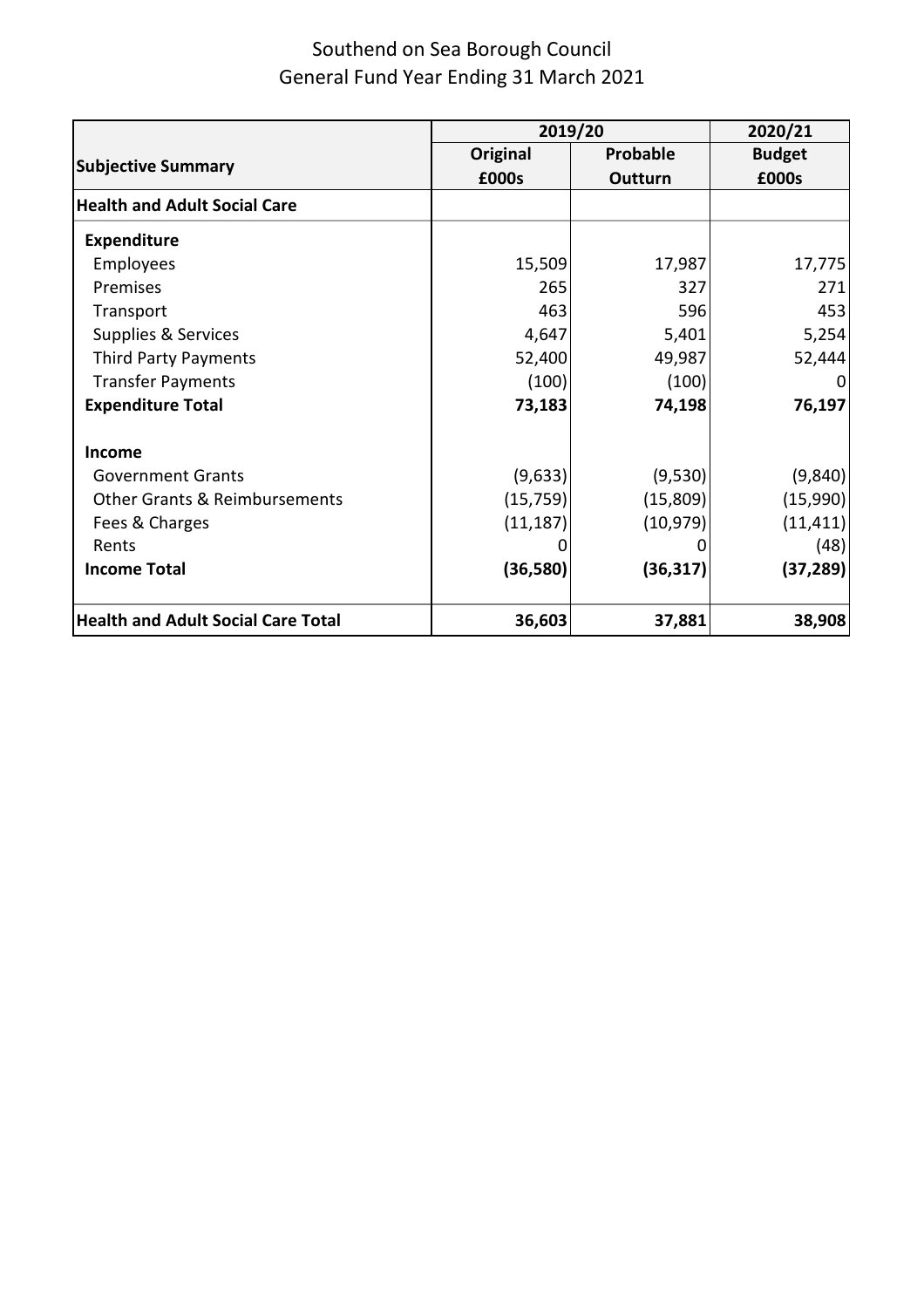# Southend on Sea Borough Council
## General Fund Year Ending 31 March 2021

| Subjective Summary | 2019/20 Original £000s | 2019/20 Probable Outturn | 2020/21 Budget £000s |
|---|---|---|---|
| **Health and Adult Social Care** | | | |
| **Expenditure** | | | |
| Employees | 15,509 | 17,987 | 17,775 |
| Premises | 265 | 327 | 271 |
| Transport | 463 | 596 | 453 |
| Supplies & Services | 4,647 | 5,401 | 5,254 |
| Third Party Payments | 52,400 | 49,987 | 52,444 |
| Transfer Payments | (100) | (100) | 0 |
| **Expenditure Total** | **73,183** | **74,198** | **76,197** |
| **Income** | | | |
| Government Grants | (9,633) | (9,530) | (9,840) |
| Other Grants & Reimbursements | (15,759) | (15,809) | (15,990) |
| Fees & Charges | (11,187) | (10,979) | (11,411) |
| Rents | 0 | 0 | (48) |
| **Income Total** | **(36,580)** | **(36,317)** | **(37,289)** |
| **Health and Adult Social Care Total** | **36,603** | **37,881** | **38,908** |